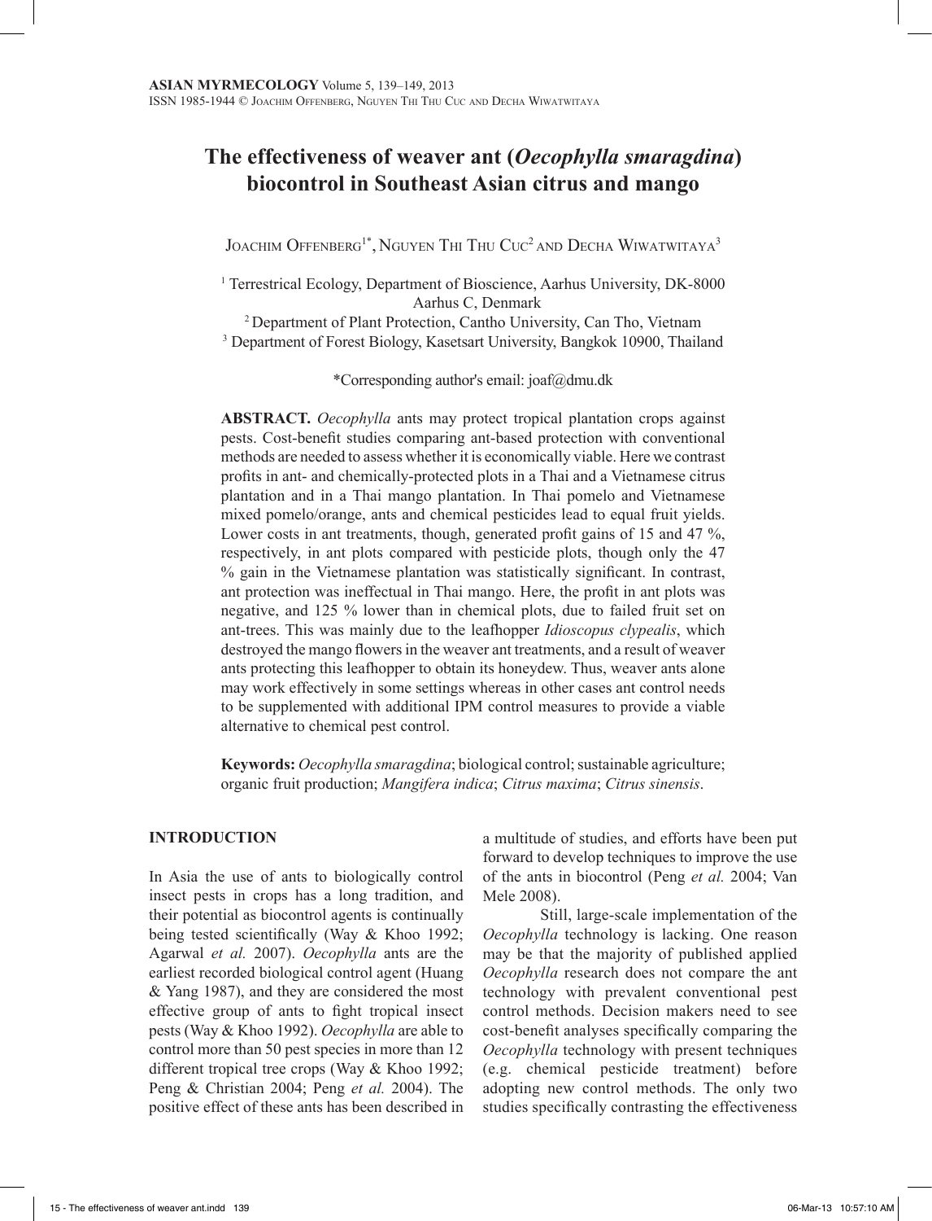# The effectiveness of weaver ant (*Oecophylla smaragdina*) biocontrol in Southeast Asian citrus and mango

Joachim Offenberg[1*], Nguyen Thi Thu Cuc[2] and Decha Wiwatwitaya[3]

[1] Terrestrical Ecology, Department of Bioscience, Aarhus University, DK-8000 Aarhus C, Denmark

[2] Department of Plant Protection, Cantho University, Can Tho, Vietnam

[3] Department of Forest Biology, Kasetsart University, Bangkok 10900, Thailand

*Corresponding author's email: joaf@dmu.dk

**ABSTRACT.** *Oecophylla* ants may protect tropical plantation crops against pests. Cost-benefit studies comparing ant-based protection with conventional methods are needed to assess whether it is economically viable. Here we contrast profits in ant- and chemically-protected plots in a Thai and a Vietnamese citrus plantation and in a Thai mango plantation. In Thai pomelo and Vietnamese mixed pomelo/orange, ants and chemical pesticides lead to equal fruit yields. Lower costs in ant treatments, though, generated profit gains of 15 and 47 %, respectively, in ant plots compared with pesticide plots, though only the 47 % gain in the Vietnamese plantation was statistically significant. In contrast, ant protection was ineffectual in Thai mango. Here, the profit in ant plots was negative, and 125 % lower than in chemical plots, due to failed fruit set on ant-trees. This was mainly due to the leafhopper *Idioscopus clypealis*, which destroyed the mango flowers in the weaver ant treatments, and a result of weaver ants protecting this leafhopper to obtain its honeydew. Thus, weaver ants alone may work effectively in some settings whereas in other cases ant control needs to be supplemented with additional IPM control measures to provide a viable alternative to chemical pest control.

**Keywords:** *Oecophylla smaragdina*; biological control; sustainable agriculture; organic fruit production; *Mangifera indica*; *Citrus maxima*; *Citrus sinensis*.

## INTRODUCTION

In Asia the use of ants to biologically control insect pests in crops has a long tradition, and their potential as biocontrol agents is continually being tested scientifically (Way & Khoo 1992; Agarwal *et al.* 2007). *Oecophylla* ants are the earliest recorded biological control agent (Huang & Yang 1987), and they are considered the most effective group of ants to fight tropical insect pests (Way & Khoo 1992). *Oecophylla* are able to control more than 50 pest species in more than 12 different tropical tree crops (Way & Khoo 1992; Peng & Christian 2004; Peng *et al.* 2004). The positive effect of these ants has been described in a multitude of studies, and efforts have been put forward to develop techniques to improve the use of the ants in biocontrol (Peng *et al.* 2004; Van Mele 2008).

Still, large-scale implementation of the *Oecophylla* technology is lacking. One reason may be that the majority of published applied *Oecophylla* research does not compare the ant technology with prevalent conventional pest control methods. Decision makers need to see cost-benefit analyses specifically comparing the *Oecophylla* technology with present techniques (e.g. chemical pesticide treatment) before adopting new control methods. The only two studies specifically contrasting the effectiveness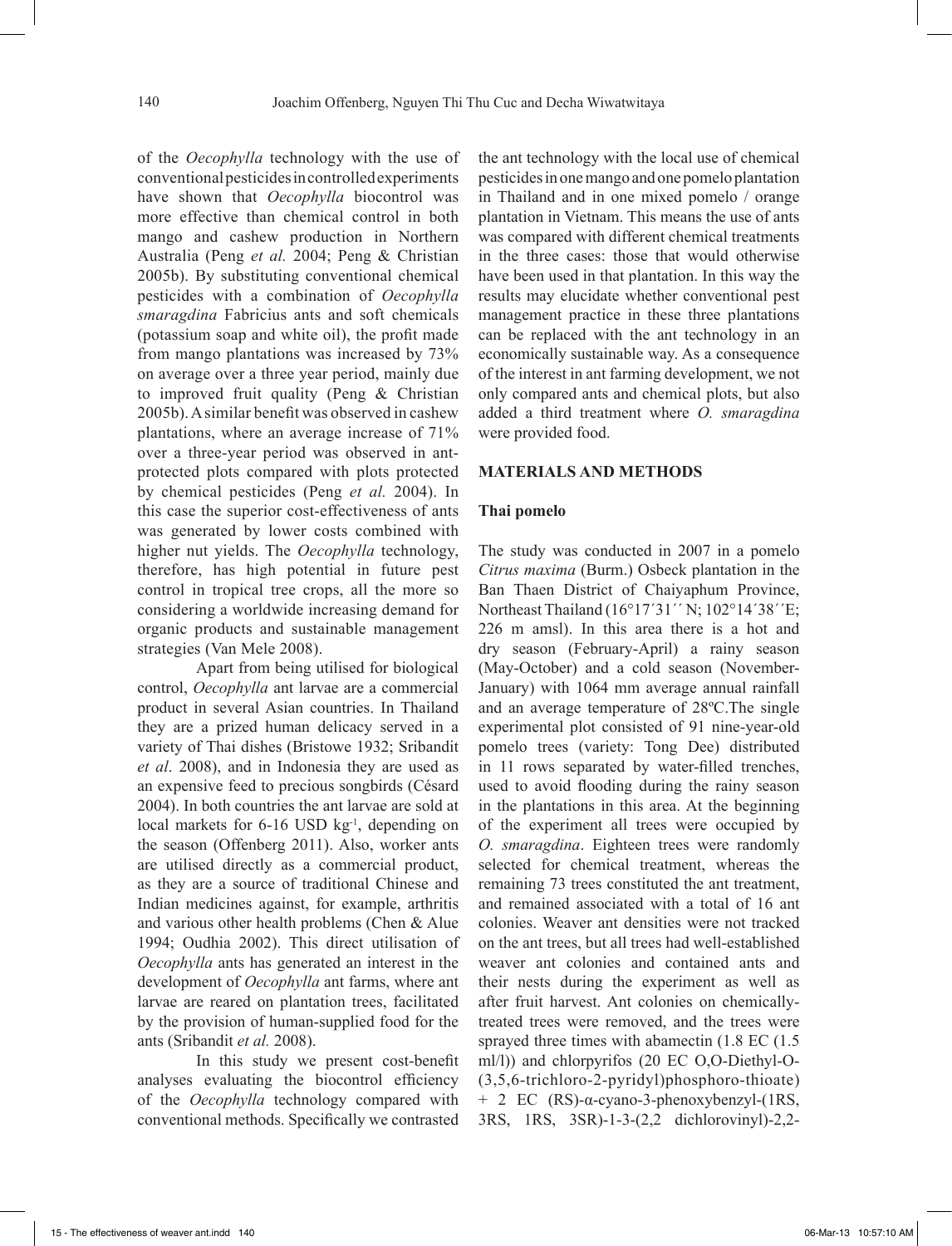of the *Oecophylla* technology with the use of conventional pesticides in controlled experiments have shown that *Oecophylla* biocontrol was more effective than chemical control in both mango and cashew production in Northern Australia (Peng *et al.* 2004; Peng & Christian 2005b). By substituting conventional chemical pesticides with a combination of *Oecophylla smaragdina* Fabricius ants and soft chemicals (potassium soap and white oil), the profit made from mango plantations was increased by 73% on average over a three year period, mainly due to improved fruit quality (Peng & Christian 2005b). A similar benefit was observed in cashew plantations, where an average increase of 71% over a three-year period was observed in ant-protected plots compared with plots protected by chemical pesticides (Peng *et al.* 2004). In this case the superior cost-effectiveness of ants was generated by lower costs combined with higher nut yields. The *Oecophylla* technology, therefore, has high potential in future pest control in tropical tree crops, all the more so considering a worldwide increasing demand for organic products and sustainable management strategies (Van Mele 2008).

Apart from being utilised for biological control, *Oecophylla* ant larvae are a commercial product in several Asian countries. In Thailand they are a prized human delicacy served in a variety of Thai dishes (Bristowe 1932; Sribandit *et al*. 2008), and in Indonesia they are used as an expensive feed to precious songbirds (Césard 2004). In both countries the ant larvae are sold at local markets for 6-16 USD $kg^{-1}$, depending on the season (Offenberg 2011). Also, worker ants are utilised directly as a commercial product, as they are a source of traditional Chinese and Indian medicines against, for example, arthritis and various other health problems (Chen & Alue 1994; Oudhia 2002). This direct utilisation of *Oecophylla* ants has generated an interest in the development of *Oecophylla* ant farms, where ant larvae are reared on plantation trees, facilitated by the provision of human-supplied food for the ants (Sribandit *et al.* 2008).

In this study we present cost-benefit analyses evaluating the biocontrol efficiency of the *Oecophylla* technology compared with conventional methods. Specifically we contrasted the ant technology with the local use of chemical pesticides in one mango and one pomelo plantation in Thailand and in one mixed pomelo / orange plantation in Vietnam. This means the use of ants was compared with different chemical treatments in the three cases: those that would otherwise have been used in that plantation. In this way the results may elucidate whether conventional pest management practice in these three plantations can be replaced with the ant technology in an economically sustainable way. As a consequence of the interest in ant farming development, we not only compared ants and chemical plots, but also added a third treatment where *O. smaragdina* were provided food.

## MATERIALS AND METHODS

### Thai pomelo

The study was conducted in 2007 in a pomelo *Citrus maxima* (Burm.) Osbeck plantation in the Ban Thaen District of Chaiyaphum Province, Northeast Thailand (16°17´31´´ N; 102°14´38´´E; 226 m amsl). In this area there is a hot and dry season (February-April) a rainy season (May-October) and a cold season (November-January) with 1064 mm average annual rainfall and an average temperature of 28ºC.The single experimental plot consisted of 91 nine-year-old pomelo trees (variety: Tong Dee) distributed in 11 rows separated by water-filled trenches, used to avoid flooding during the rainy season in the plantations in this area. At the beginning of the experiment all trees were occupied by *O. smaragdina*. Eighteen trees were randomly selected for chemical treatment, whereas the remaining 73 trees constituted the ant treatment, and remained associated with a total of 16 ant colonies. Weaver ant densities were not tracked on the ant trees, but all trees had well-established weaver ant colonies and contained ants and their nests during the experiment as well as after fruit harvest. Ant colonies on chemically-treated trees were removed, and the trees were sprayed three times with abamectin (1.8 EC (1.5 ml/l)) and chlorpyrifos (20 EC O,O-Diethyl-O-(3,5,6-trichloro-2-pyridyl)phosphoro-thioate) + 2 EC (RS)-α-cyano-3-phenoxybenzyl-(1RS, 3RS, 1RS, 3SR)-1-3-(2,2 dichlorovinyl)-2,2-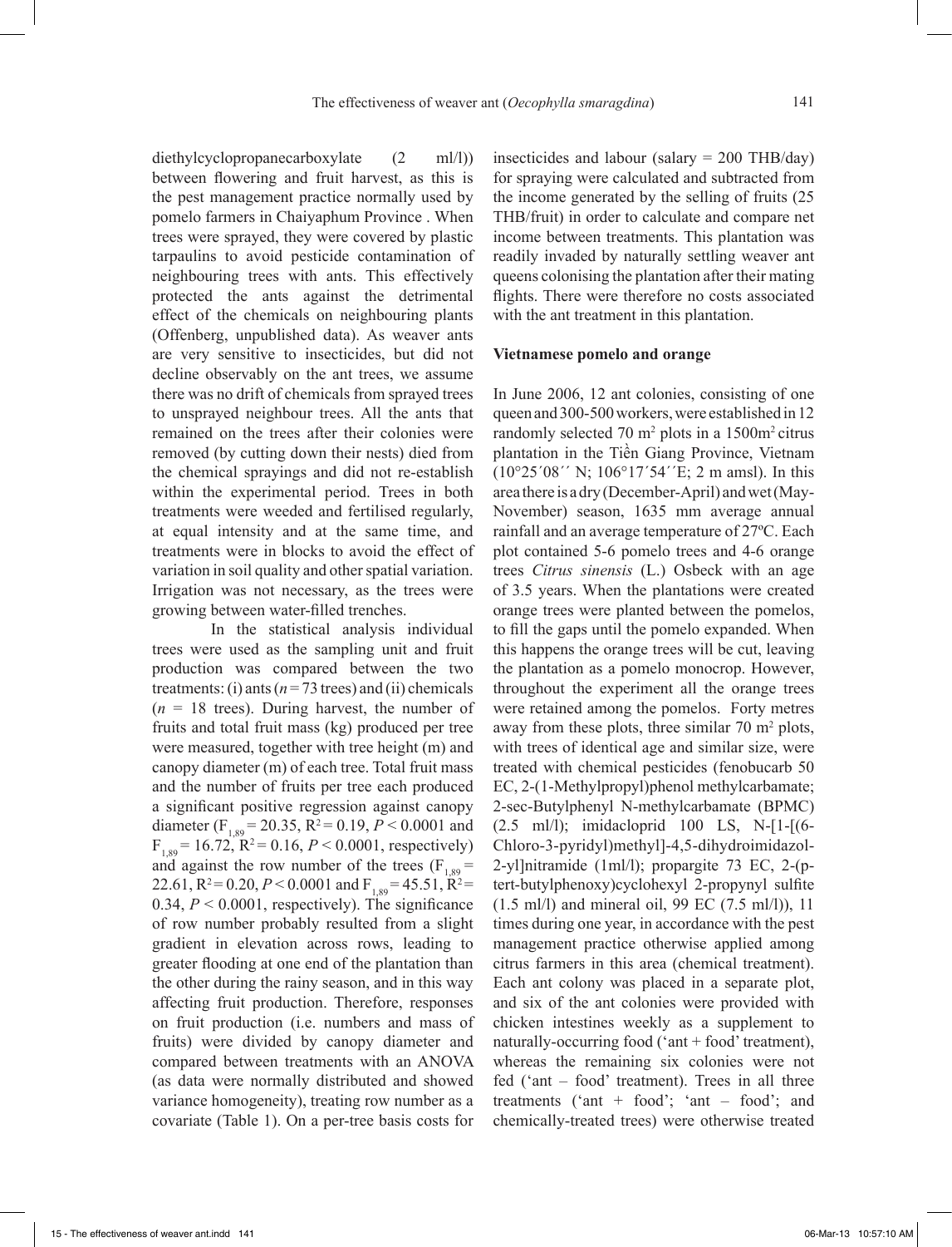diethylcyclopropanecarboxylate (2 ml/l)) between flowering and fruit harvest, as this is the pest management practice normally used by pomelo farmers in Chaiyaphum Province . When trees were sprayed, they were covered by plastic tarpaulins to avoid pesticide contamination of neighbouring trees with ants. This effectively protected the ants against the detrimental effect of the chemicals on neighbouring plants (Offenberg, unpublished data). As weaver ants are very sensitive to insecticides, but did not decline observably on the ant trees, we assume there was no drift of chemicals from sprayed trees to unsprayed neighbour trees. All the ants that remained on the trees after their colonies were removed (by cutting down their nests) died from the chemical sprayings and did not re-establish within the experimental period. Trees in both treatments were weeded and fertilised regularly, at equal intensity and at the same time, and treatments were in blocks to avoid the effect of variation in soil quality and other spatial variation. Irrigation was not necessary, as the trees were growing between water-filled trenches.

In the statistical analysis individual trees were used as the sampling unit and fruit production was compared between the two treatments: (i) ants ($n = 73$ trees) and (ii) chemicals ($n = 18$ trees). During harvest, the number of fruits and total fruit mass (kg) produced per tree were measured, together with tree height (m) and canopy diameter (m) of each tree. Total fruit mass and the number of fruits per tree each produced a significant positive regression against canopy diameter ($F_{1,89} = 20.35$, $R^2 = 0.19$, $P < 0.0001$ and $F_{1,89} = 16.72$, $R^2 = 0.16$, $P < 0.0001$, respectively) and against the row number of the trees ($F_{1,89} = 22.61$, $R^2 = 0.20$, $P < 0.0001$ and $F_{1,89} = 45.51$, $R^2 = 0.34$, $P < 0.0001$, respectively). The significance of row number probably resulted from a slight gradient in elevation across rows, leading to greater flooding at one end of the plantation than the other during the rainy season, and in this way affecting fruit production. Therefore, responses on fruit production (i.e. numbers and mass of fruits) were divided by canopy diameter and compared between treatments with an ANOVA (as data were normally distributed and showed variance homogeneity), treating row number as a covariate (Table 1). On a per-tree basis costs for insecticides and labour (salary = 200 THB/day) for spraying were calculated and subtracted from the income generated by the selling of fruits (25 THB/fruit) in order to calculate and compare net income between treatments. This plantation was readily invaded by naturally settling weaver ant queens colonising the plantation after their mating flights. There were therefore no costs associated with the ant treatment in this plantation.

**Vietnamese pomelo and orange**

In June 2006, 12 ant colonies, consisting of one queen and 300-500 workers, were established in 12 randomly selected 70 m$^2$ plots in a 1500m$^2$ citrus plantation in the Tiền Giang Province, Vietnam (10°25´08´´ N; 106°17´54´´E; 2 m amsl). In this area there is a dry (December-April) and wet (May-November) season, 1635 mm average annual rainfall and an average temperature of 27ºC. Each plot contained 5-6 pomelo trees and 4-6 orange trees *Citrus sinensis* (L.) Osbeck with an age of 3.5 years. When the plantations were created orange trees were planted between the pomelos, to fill the gaps until the pomelo expanded. When this happens the orange trees will be cut, leaving the plantation as a pomelo monocrop. However, throughout the experiment all the orange trees were retained among the pomelos. Forty metres away from these plots, three similar 70 m$^2$ plots, with trees of identical age and similar size, were treated with chemical pesticides (fenobucarb 50 EC, 2-(1-Methylpropyl)phenol methylcarbamate; 2-sec-Butylphenyl N-methylcarbamate (BPMC) (2.5 ml/l); imidacloprid 100 LS, N-[1-[(6-Chloro-3-pyridyl)methyl]-4,5-dihydroimidazol-2-yl]nitramide (1ml/l); propargite 73 EC, 2-(p-tert-butylphenoxy)cyclohexyl 2-propynyl sulfite (1.5 ml/l) and mineral oil, 99 EC (7.5 ml/l)), 11 times during one year, in accordance with the pest management practice otherwise applied among citrus farmers in this area (chemical treatment). Each ant colony was placed in a separate plot, and six of the ant colonies were provided with chicken intestines weekly as a supplement to naturally-occurring food ('ant + food' treatment), whereas the remaining six colonies were not fed ('ant – food' treatment). Trees in all three treatments ('ant + food'; 'ant – food'; and chemically-treated trees) were otherwise treated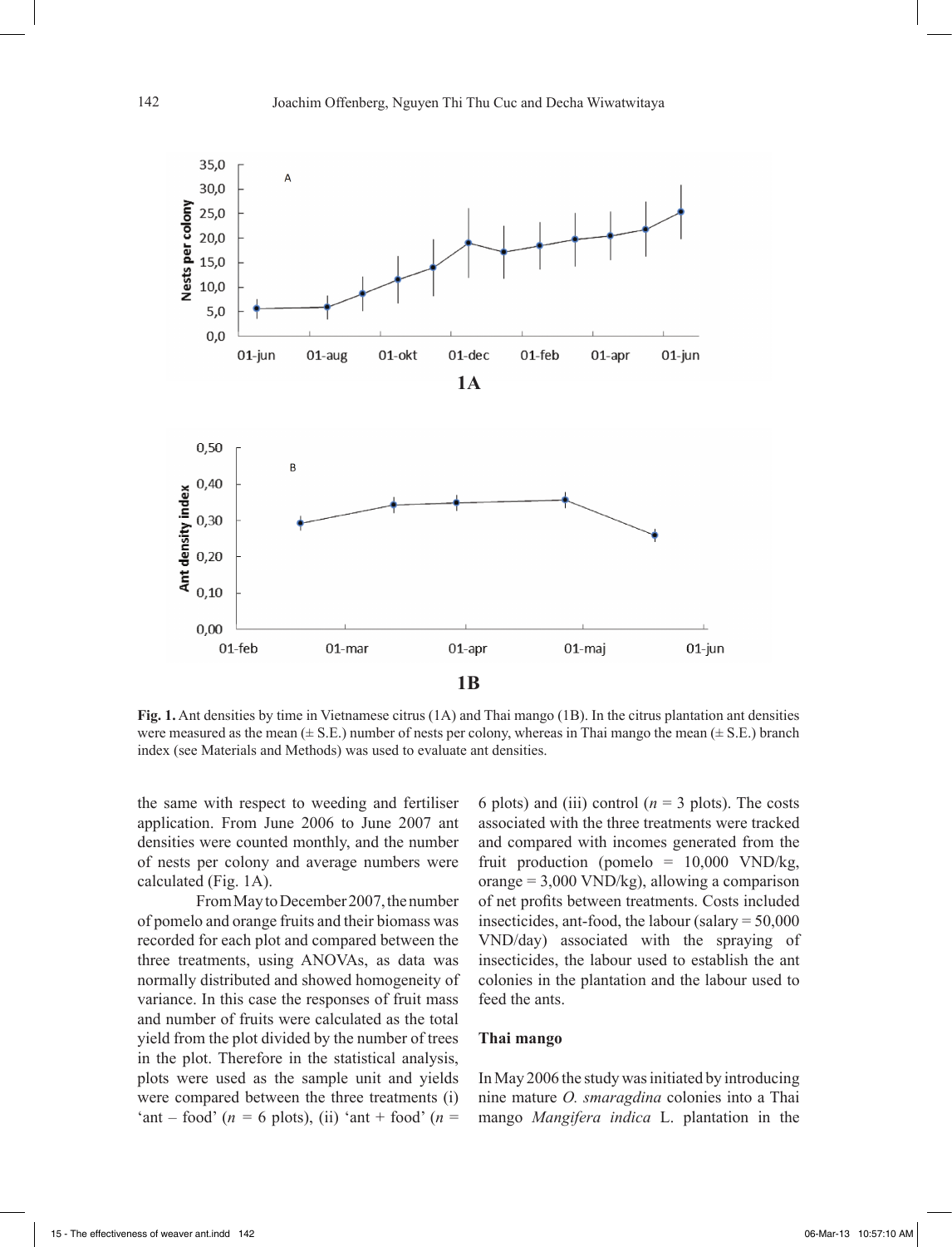**Fig. 1.** Ant densities by time in Vietnamese citrus (1A) and Thai mango (1B). In the citrus plantation ant densities were measured as the mean (± S.E.) number of nests per colony, whereas in Thai mango the mean (± S.E.) branch index (see Materials and Methods) was used to evaluate ant densities.

the same with respect to weeding and fertiliser application. From June 2006 to June 2007 ant densities were counted monthly, and the number of nests per colony and average numbers were calculated (Fig. 1A).

From May to December 2007, the number of pomelo and orange fruits and their biomass was recorded for each plot and compared between the three treatments, using ANOVAs, as data was normally distributed and showed homogeneity of variance. In this case the responses of fruit mass and number of fruits were calculated as the total yield from the plot divided by the number of trees in the plot. Therefore in the statistical analysis, plots were used as the sample unit and yields were compared between the three treatments (i) 'ant – food' ($n$ = 6 plots), (ii) 'ant + food' ($n$ = 6 plots) and (iii) control ($n$ = 3 plots). The costs associated with the three treatments were tracked and compared with incomes generated from the fruit production (pomelo = 10,000 VND/kg, orange = 3,000 VND/kg), allowing a comparison of net profits between treatments. Costs included insecticides, ant-food, the labour (salary = 50,000 VND/day) associated with the spraying of insecticides, the labour used to establish the ant colonies in the plantation and the labour used to feed the ants.

### Thai mango

In May 2006 the study was initiated by introducing nine mature *O. smaragdina* colonies into a Thai mango *Mangifera indica* L. plantation in the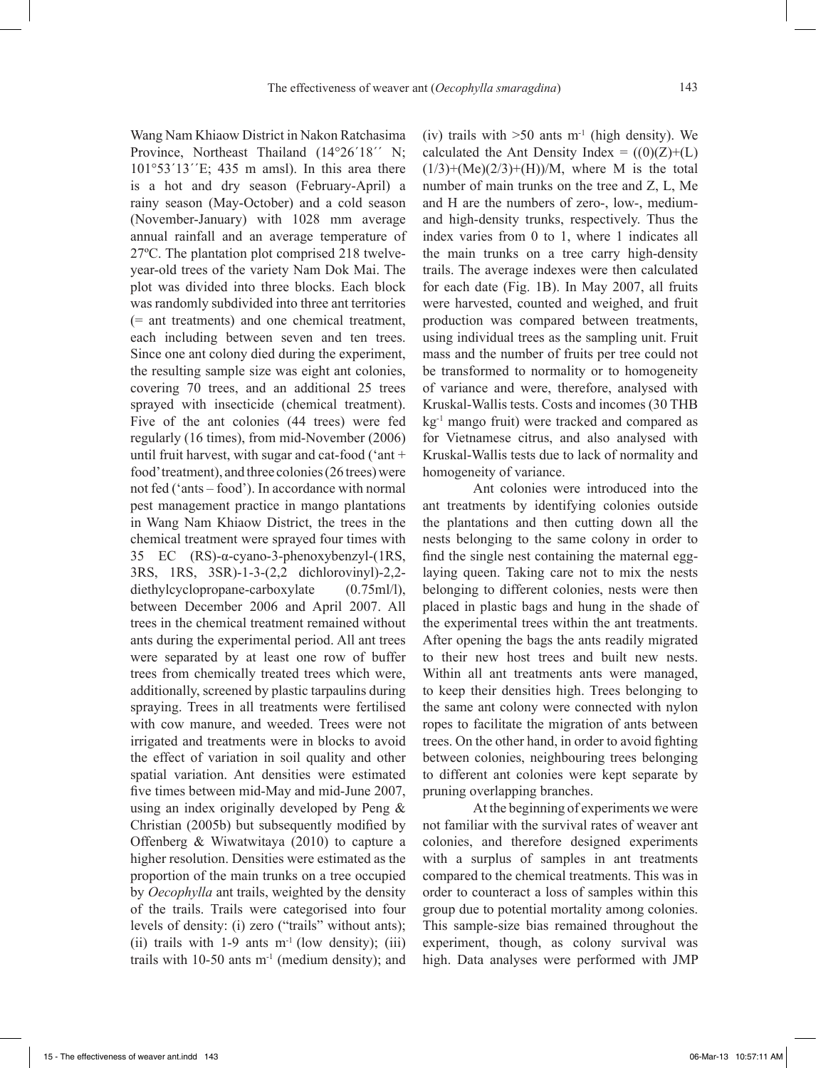Wang Nam Khiaow District in Nakon Ratchasima Province, Northeast Thailand (14°26´18´´ N; 101°53´13´´E; 435 m amsl). In this area there is a hot and dry season (February-April) a rainy season (May-October) and a cold season (November-January) with 1028 mm average annual rainfall and an average temperature of 27ºC. The plantation plot comprised 218 twelve-year-old trees of the variety Nam Dok Mai. The plot was divided into three blocks. Each block was randomly subdivided into three ant territories (= ant treatments) and one chemical treatment, each including between seven and ten trees. Since one ant colony died during the experiment, the resulting sample size was eight ant colonies, covering 70 trees, and an additional 25 trees sprayed with insecticide (chemical treatment). Five of the ant colonies (44 trees) were fed regularly (16 times), from mid-November (2006) until fruit harvest, with sugar and cat-food ('ant + food' treatment), and three colonies (26 trees) were not fed ('ants – food'). In accordance with normal pest management practice in mango plantations in Wang Nam Khiaow District, the trees in the chemical treatment were sprayed four times with 35 EC (RS)-α-cyano-3-phenoxybenzyl-(1RS, 3RS, 1RS, 3SR)-1-3-(2,2 dichlorovinyl)-2,2-diethylcyclopropane-carboxylate (0.75ml/l), between December 2006 and April 2007. All trees in the chemical treatment remained without ants during the experimental period. All ant trees were separated by at least one row of buffer trees from chemically treated trees which were, additionally, screened by plastic tarpaulins during spraying. Trees in all treatments were fertilised with cow manure, and weeded. Trees were not irrigated and treatments were in blocks to avoid the effect of variation in soil quality and other spatial variation. Ant densities were estimated five times between mid-May and mid-June 2007, using an index originally developed by Peng & Christian (2005b) but subsequently modified by Offenberg & Wiwatwitaya (2010) to capture a higher resolution. Densities were estimated as the proportion of the main trunks on a tree occupied by *Oecophylla* ant trails, weighted by the density of the trails. Trails were categorised into four levels of density: (i) zero ("trails" without ants); (ii) trails with 1-9 ants $m^{-1}$ (low density); (iii) trails with 10-50 ants $m^{-1}$ (medium density); and (iv) trails with >50 ants $m^{-1}$ (high density). We calculated the Ant Density Index = $((0)(Z)+(L)(1/3)+(Me)(2/3)+(H))/M$, where M is the total number of main trunks on the tree and Z, L, Me and H are the numbers of zero-, low-, medium- and high-density trunks, respectively. Thus the index varies from 0 to 1, where 1 indicates all the main trunks on a tree carry high-density trails. The average indexes were then calculated for each date (Fig. 1B). In May 2007, all fruits were harvested, counted and weighed, and fruit production was compared between treatments, using individual trees as the sampling unit. Fruit mass and the number of fruits per tree could not be transformed to normality or to homogeneity of variance and were, therefore, analysed with Kruskal-Wallis tests. Costs and incomes (30 THB $kg^{-1}$ mango fruit) were tracked and compared as for Vietnamese citrus, and also analysed with Kruskal-Wallis tests due to lack of normality and homogeneity of variance.

Ant colonies were introduced into the ant treatments by identifying colonies outside the plantations and then cutting down all the nests belonging to the same colony in order to find the single nest containing the maternal egg-laying queen. Taking care not to mix the nests belonging to different colonies, nests were then placed in plastic bags and hung in the shade of the experimental trees within the ant treatments. After opening the bags the ants readily migrated to their new host trees and built new nests. Within all ant treatments ants were managed, to keep their densities high. Trees belonging to the same ant colony were connected with nylon ropes to facilitate the migration of ants between trees. On the other hand, in order to avoid fighting between colonies, neighbouring trees belonging to different ant colonies were kept separate by pruning overlapping branches.

At the beginning of experiments we were not familiar with the survival rates of weaver ant colonies, and therefore designed experiments with a surplus of samples in ant treatments compared to the chemical treatments. This was in order to counteract a loss of samples within this group due to potential mortality among colonies. This sample-size bias remained throughout the experiment, though, as colony survival was high. Data analyses were performed with JMP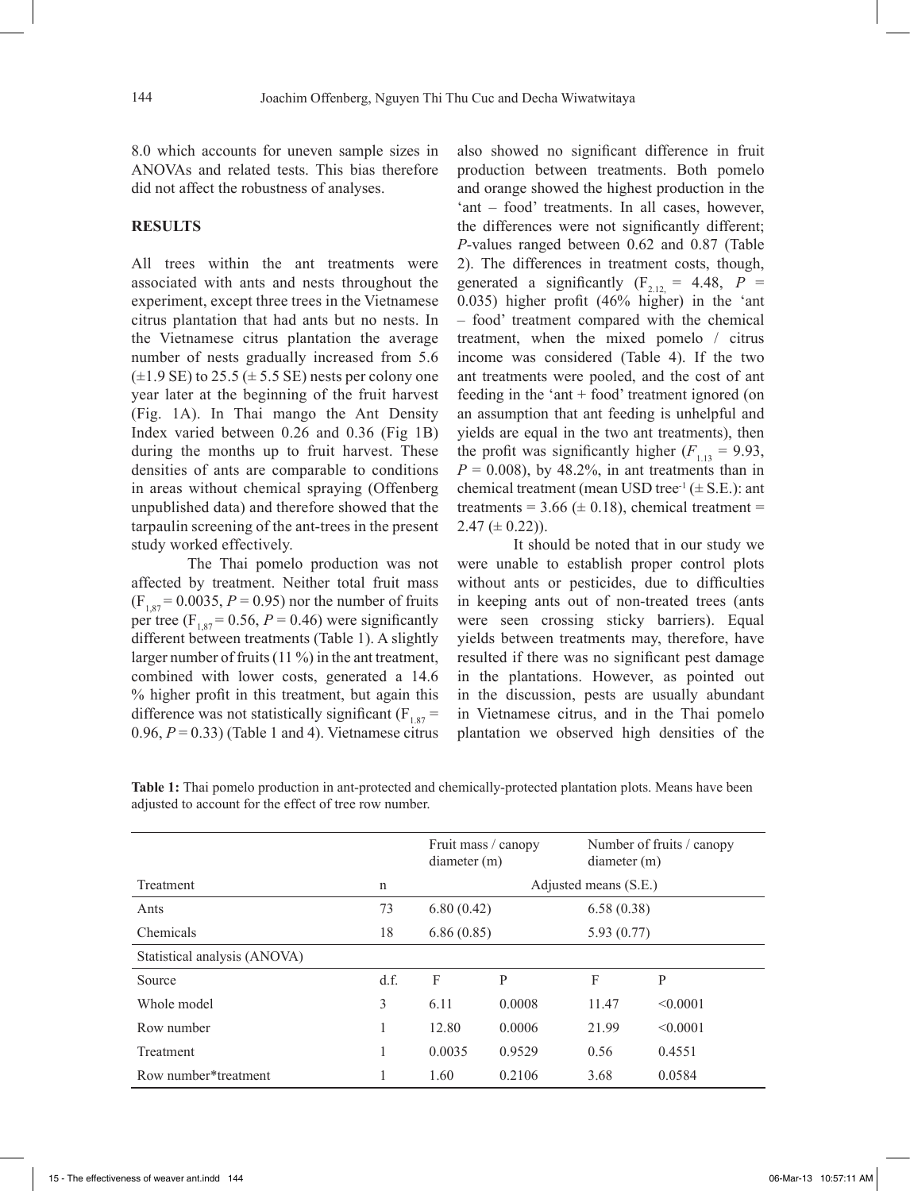8.0 which accounts for uneven sample sizes in ANOVAs and related tests. This bias therefore did not affect the robustness of analyses.

## RESULTS

All trees within the ant treatments were associated with ants and nests throughout the experiment, except three trees in the Vietnamese citrus plantation that had ants but no nests. In the Vietnamese citrus plantation the average number of nests gradually increased from 5.6 (±1.9 SE) to 25.5 (± 5.5 SE) nests per colony one year later at the beginning of the fruit harvest (Fig. 1A). In Thai mango the Ant Density Index varied between 0.26 and 0.36 (Fig 1B) during the months up to fruit harvest. These densities of ants are comparable to conditions in areas without chemical spraying (Offenberg unpublished data) and therefore showed that the tarpaulin screening of the ant-trees in the present study worked effectively.

The Thai pomelo production was not affected by treatment. Neither total fruit mass ($F_{1,87}$ = 0.0035, $P$ = 0.95) nor the number of fruits per tree ($F_{1,87}$ = 0.56, $P$ = 0.46) were significantly different between treatments (Table 1). A slightly larger number of fruits (11 %) in the ant treatment, combined with lower costs, generated a 14.6 % higher profit in this treatment, but again this difference was not statistically significant ($F_{1,87}$ = 0.96, $P$ = 0.33) (Table 1 and 4). Vietnamese citrus also showed no significant difference in fruit production between treatments. Both pomelo and orange showed the highest production in the 'ant – food' treatments. In all cases, however, the differences were not significantly different; $P$-values ranged between 0.62 and 0.87 (Table 2). The differences in treatment costs, though, generated a significantly ($F_{2,12}$ = 4.48, $P$ = 0.035) higher profit (46% higher) in the 'ant – food' treatment compared with the chemical treatment, when the mixed pomelo / citrus income was considered (Table 4). If the two ant treatments were pooled, and the cost of ant feeding in the 'ant + food' treatment ignored (on an assumption that ant feeding is unhelpful and yields are equal in the two ant treatments), then the profit was significantly higher ($F_{1,13}$ = 9.93, $P$ = 0.008), by 48.2%, in ant treatments than in chemical treatment (mean USD tree$^{-1}$ (± S.E.): ant treatments = 3.66 (± 0.18), chemical treatment = 2.47 (± 0.22)).

It should be noted that in our study we were unable to establish proper control plots without ants or pesticides, due to difficulties in keeping ants out of non-treated trees (ants were seen crossing sticky barriers). Equal yields between treatments may, therefore, have resulted if there was no significant pest damage in the plantations. However, as pointed out in the discussion, pests are usually abundant in Vietnamese citrus, and in the Thai pomelo plantation we observed high densities of the

**Table 1:** Thai pomelo production in ant-protected and chemically-protected plantation plots. Means have been adjusted to account for the effect of tree row number.

| | | Fruit mass / canopy diameter (m) | | Number of fruits / canopy diameter (m) | |
|---|---|---|---|---|---|
| Treatment | n | Adjusted means (S.E.) | | | |
| Ants | 73 | 6.80 (0.42) | | 6.58 (0.38) | |
| Chemicals | 18 | 6.86 (0.85) | | 5.93 (0.77) | |
| Statistical analysis (ANOVA) | | | | | |
| Source | d.f. | F | P | F | P |
| Whole model | 3 | 6.11 | 0.0008 | 11.47 | <0.0001 |
| Row number | 1 | 12.80 | 0.0006 | 21.99 | <0.0001 |
| Treatment | 1 | 0.0035 | 0.9529 | 0.56 | 0.4551 |
| Row number*treatment | 1 | 1.60 | 0.2106 | 3.68 | 0.0584 |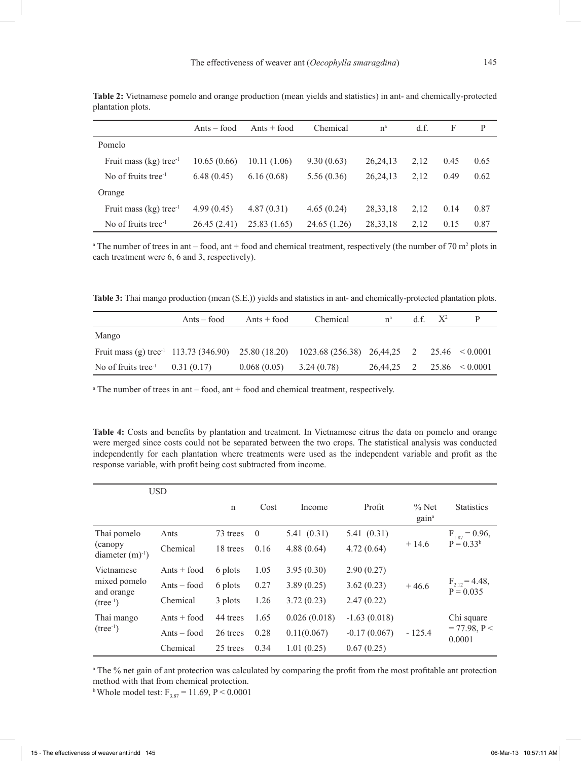**Table 2:** Vietnamese pomelo and orange production (mean yields and statistics) in ant- and chemically-protected plantation plots.

| | Ants – food | Ants + food | Chemical | n[a] | d.f. | F | P |
|---|---|---|---|---|---|---|---|
| Pomelo | | | | | | | |
| Fruit mass (kg) tree$^{-1}$ | 10.65 (0.66) | 10.11 (1.06) | 9.30 (0.63) | 26,24,13 | 2,12 | 0.45 | 0.65 |
| No of fruits tree$^{-1}$ | 6.48 (0.45) | 6.16 (0.68) | 5.56 (0.36) | 26,24,13 | 2,12 | 0.49 | 0.62 |
| Orange | | | | | | | |
| Fruit mass (kg) tree$^{-1}$ | 4.99 (0.45) | 4.87 (0.31) | 4.65 (0.24) | 28,33,18 | 2,12 | 0.14 | 0.87 |
| No of fruits tree$^{-1}$ | 26.45 (2.41) | 25.83 (1.65) | 24.65 (1.26) | 28,33,18 | 2,12 | 0.15 | 0.87 |

[a] The number of trees in ant – food, ant + food and chemical treatment, respectively (the number of 70 m$^2$ plots in each treatment were 6, 6 and 3, respectively).

**Table 3:** Thai mango production (mean (S.E.)) yields and statistics in ant- and chemically-protected plantation plots.

| | Ants – food | Ants + food | Chemical | n[a] | d.f. | $X^2$ | P |
|---|---|---|---|---|---|---|---|
| Mango | | | | | | | |
| Fruit mass (g) tree$^{-1}$ | 113.73 (346.90) | 25.80 (18.20) | 1023.68 (256.38) | 26,44,25 | 2 | 25.46 | < 0.0001 |
| No of fruits tree$^{-1}$ | 0.31 (0.17) | 0.068 (0.05) | 3.24 (0.78) | 26,44,25 | 2 | 25.86 | < 0.0001 |

[a] The number of trees in ant – food, ant + food and chemical treatment, respectively.

**Table 4:** Costs and benefits by plantation and treatment. In Vietnamese citrus the data on pomelo and orange were merged since costs could not be separated between the two crops. The statistical analysis was conducted independently for each plantation where treatments were used as the independent variable and profit as the response variable, with profit being cost subtracted from income.

| USD | | n | Cost | Income | Profit | % Net gain[a] | Statistics |
|---|---|---|---|---|---|---|---|
| Thai pomelo (canopy diameter (m)$^{-1}$) | Ants | 73 trees | 0 | 5.41 (0.31) | 5.41 (0.31) | + 14.6 | $F_{1,87} = 0.96$, $P = 0.33$[b] |
| | Chemical | 18 trees | 0.16 | 4.88 (0.64) | 4.72 (0.64) | | |
| Vietnamese mixed pomelo and orange (tree$^{-1}$) | Ants + food | 6 plots | 1.05 | 3.95 (0.30) | 2.90 (0.27) | + 46.6 | $F_{2,12} = 4.48$, $P = 0.035$ |
| | Ants – food | 6 plots | 0.27 | 3.89 (0.25) | 3.62 (0.23) | | |
| | Chemical | 3 plots | 1.26 | 3.72 (0.23) | 2.47 (0.22) | | |
| Thai mango (tree$^{-1}$) | Ants + food | 44 trees | 1.65 | 0.026 (0.018) | -1.63 (0.018) | - 125.4 | Chi square = 77.98, $P < 0.0001$ |
| | Ants – food | 26 trees | 0.28 | 0.11(0.067) | -0.17 (0.067) | | |
| | Chemical | 25 trees | 0.34 | 1.01 (0.25) | 0.67 (0.25) | | |

[a] The % net gain of ant protection was calculated by comparing the profit from the most profitable ant protection method with that from chemical protection.

[b] Whole model test: $F_{3,87} = 11.69$, $P < 0.0001$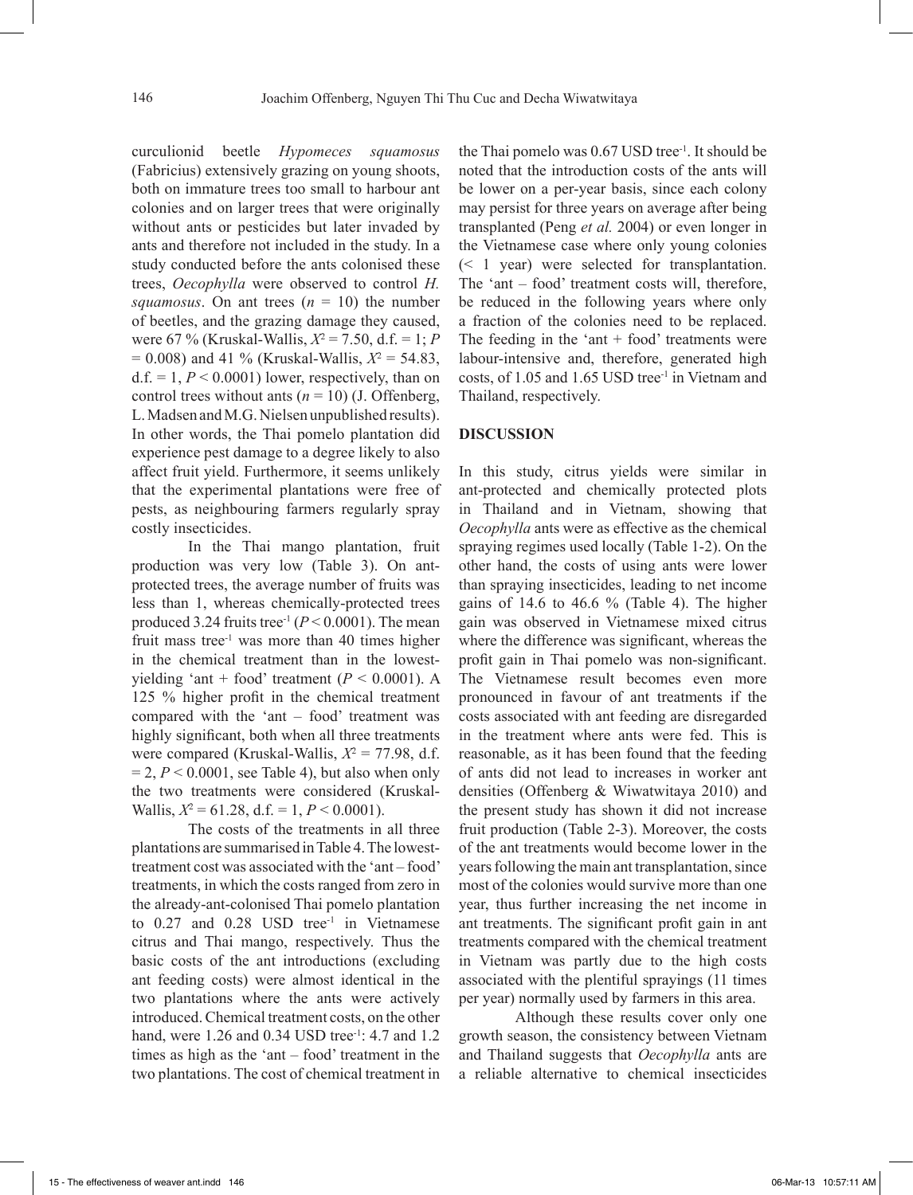curculionid beetle *Hypomeces squamosus* (Fabricius) extensively grazing on young shoots, both on immature trees too small to harbour ant colonies and on larger trees that were originally without ants or pesticides but later invaded by ants and therefore not included in the study. In a study conducted before the ants colonised these trees, *Oecophylla* were observed to control *H. squamosus*. On ant trees ($n$ = 10) the number of beetles, and the grazing damage they caused, were 67 % (Kruskal-Wallis, $X^2$ = 7.50, d.f. = 1; $P$ = 0.008) and 41 % (Kruskal-Wallis, $X^2$ = 54.83, d.f. = 1, $P$ < 0.0001) lower, respectively, than on control trees without ants ($n$ = 10) (J. Offenberg, L. Madsen and M.G. Nielsen unpublished results). In other words, the Thai pomelo plantation did experience pest damage to a degree likely to also affect fruit yield. Furthermore, it seems unlikely that the experimental plantations were free of pests, as neighbouring farmers regularly spray costly insecticides.

In the Thai mango plantation, fruit production was very low (Table 3). On ant-protected trees, the average number of fruits was less than 1, whereas chemically-protected trees produced 3.24 fruits tree$^{-1}$ ($P$ < 0.0001). The mean fruit mass tree$^{-1}$ was more than 40 times higher in the chemical treatment than in the lowest-yielding 'ant + food' treatment ($P$ < 0.0001). A 125 % higher profit in the chemical treatment compared with the 'ant – food' treatment was highly significant, both when all three treatments were compared (Kruskal-Wallis, $X^2$ = 77.98, d.f. = 2, $P$ < 0.0001, see Table 4), but also when only the two treatments were considered (Kruskal-Wallis, $X^2$ = 61.28, d.f. = 1, $P$ < 0.0001).

The costs of the treatments in all three plantations are summarised in Table 4. The lowest-treatment cost was associated with the 'ant – food' treatments, in which the costs ranged from zero in the already-ant-colonised Thai pomelo plantation to 0.27 and 0.28 USD tree$^{-1}$ in Vietnamese citrus and Thai mango, respectively. Thus the basic costs of the ant introductions (excluding ant feeding costs) were almost identical in the two plantations where the ants were actively introduced. Chemical treatment costs, on the other hand, were 1.26 and 0.34 USD tree$^{-1}$: 4.7 and 1.2 times as high as the 'ant – food' treatment in the two plantations. The cost of chemical treatment in the Thai pomelo was 0.67 USD tree$^{-1}$. It should be noted that the introduction costs of the ants will be lower on a per-year basis, since each colony may persist for three years on average after being transplanted (Peng *et al.* 2004) or even longer in the Vietnamese case where only young colonies (< 1 year) were selected for transplantation. The 'ant – food' treatment costs will, therefore, be reduced in the following years where only a fraction of the colonies need to be replaced. The feeding in the 'ant + food' treatments were labour-intensive and, therefore, generated high costs, of 1.05 and 1.65 USD tree$^{-1}$ in Vietnam and Thailand, respectively.

## DISCUSSION

In this study, citrus yields were similar in ant-protected and chemically protected plots in Thailand and in Vietnam, showing that *Oecophylla* ants were as effective as the chemical spraying regimes used locally (Table 1-2). On the other hand, the costs of using ants were lower than spraying insecticides, leading to net income gains of 14.6 to 46.6 % (Table 4). The higher gain was observed in Vietnamese mixed citrus where the difference was significant, whereas the profit gain in Thai pomelo was non-significant. The Vietnamese result becomes even more pronounced in favour of ant treatments if the costs associated with ant feeding are disregarded in the treatment where ants were fed. This is reasonable, as it has been found that the feeding of ants did not lead to increases in worker ant densities (Offenberg & Wiwatwitaya 2010) and the present study has shown it did not increase fruit production (Table 2-3). Moreover, the costs of the ant treatments would become lower in the years following the main ant transplantation, since most of the colonies would survive more than one year, thus further increasing the net income in ant treatments. The significant profit gain in ant treatments compared with the chemical treatment in Vietnam was partly due to the high costs associated with the plentiful sprayings (11 times per year) normally used by farmers in this area.

Although these results cover only one growth season, the consistency between Vietnam and Thailand suggests that *Oecophylla* ants are a reliable alternative to chemical insecticides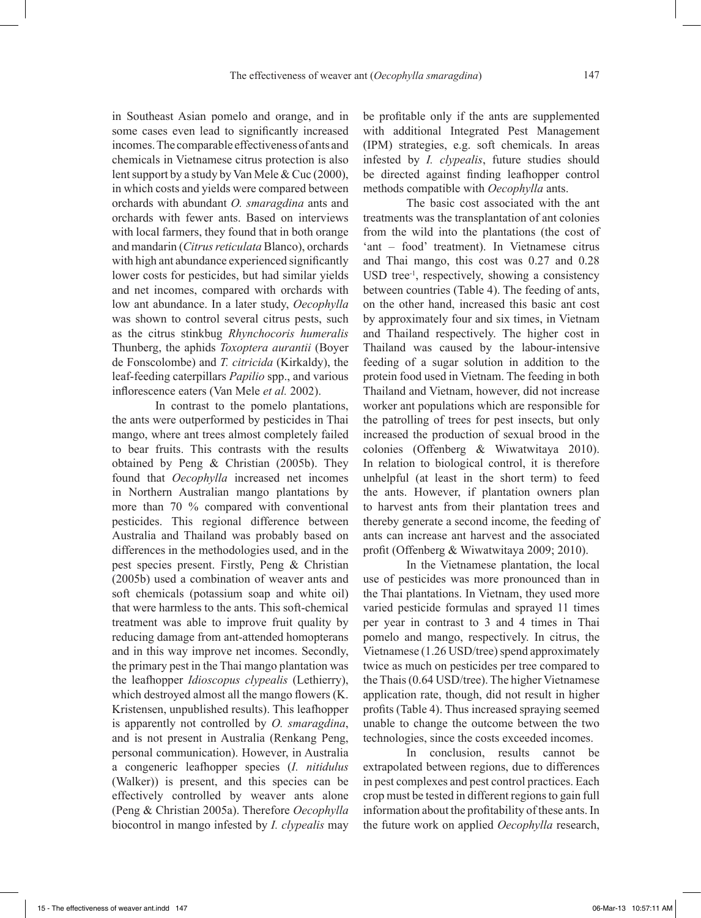in Southeast Asian pomelo and orange, and in some cases even lead to significantly increased incomes. The comparable effectiveness of ants and chemicals in Vietnamese citrus protection is also lent support by a study by Van Mele & Cuc (2000), in which costs and yields were compared between orchards with abundant *O. smaragdina* ants and orchards with fewer ants. Based on interviews with local farmers, they found that in both orange and mandarin (*Citrus reticulata* Blanco), orchards with high ant abundance experienced significantly lower costs for pesticides, but had similar yields and net incomes, compared with orchards with low ant abundance. In a later study, *Oecophylla* was shown to control several citrus pests, such as the citrus stinkbug *Rhynchocoris humeralis* Thunberg, the aphids *Toxoptera aurantii* (Boyer de Fonscolombe) and *T. citricida* (Kirkaldy), the leaf-feeding caterpillars *Papilio* spp., and various inflorescence eaters (Van Mele *et al.* 2002).

In contrast to the pomelo plantations, the ants were outperformed by pesticides in Thai mango, where ant trees almost completely failed to bear fruits. This contrasts with the results obtained by Peng & Christian (2005b). They found that *Oecophylla* increased net incomes in Northern Australian mango plantations by more than 70 % compared with conventional pesticides. This regional difference between Australia and Thailand was probably based on differences in the methodologies used, and in the pest species present. Firstly, Peng & Christian (2005b) used a combination of weaver ants and soft chemicals (potassium soap and white oil) that were harmless to the ants. This soft-chemical treatment was able to improve fruit quality by reducing damage from ant-attended homopterans and in this way improve net incomes. Secondly, the primary pest in the Thai mango plantation was the leafhopper *Idioscopus clypealis* (Lethierry), which destroyed almost all the mango flowers (K. Kristensen, unpublished results). This leafhopper is apparently not controlled by *O. smaragdina*, and is not present in Australia (Renkang Peng, personal communication). However, in Australia a congeneric leafhopper species (*I. nitidulus* (Walker)) is present, and this species can be effectively controlled by weaver ants alone (Peng & Christian 2005a). Therefore *Oecophylla* biocontrol in mango infested by *I. clypealis* may be profitable only if the ants are supplemented with additional Integrated Pest Management (IPM) strategies, e.g. soft chemicals. In areas infested by *I. clypealis*, future studies should be directed against finding leafhopper control methods compatible with *Oecophylla* ants.

The basic cost associated with the ant treatments was the transplantation of ant colonies from the wild into the plantations (the cost of 'ant – food' treatment). In Vietnamese citrus and Thai mango, this cost was 0.27 and 0.28 USD tree$^{-1}$, respectively, showing a consistency between countries (Table 4). The feeding of ants, on the other hand, increased this basic ant cost by approximately four and six times, in Vietnam and Thailand respectively. The higher cost in Thailand was caused by the labour-intensive feeding of a sugar solution in addition to the protein food used in Vietnam. The feeding in both Thailand and Vietnam, however, did not increase worker ant populations which are responsible for the patrolling of trees for pest insects, but only increased the production of sexual brood in the colonies (Offenberg & Wiwatwitaya 2010). In relation to biological control, it is therefore unhelpful (at least in the short term) to feed the ants. However, if plantation owners plan to harvest ants from their plantation trees and thereby generate a second income, the feeding of ants can increase ant harvest and the associated profit (Offenberg & Wiwatwitaya 2009; 2010).

In the Vietnamese plantation, the local use of pesticides was more pronounced than in the Thai plantations. In Vietnam, they used more varied pesticide formulas and sprayed 11 times per year in contrast to 3 and 4 times in Thai pomelo and mango, respectively. In citrus, the Vietnamese (1.26 USD/tree) spend approximately twice as much on pesticides per tree compared to the Thais (0.64 USD/tree). The higher Vietnamese application rate, though, did not result in higher profits (Table 4). Thus increased spraying seemed unable to change the outcome between the two technologies, since the costs exceeded incomes.

In conclusion, results cannot be extrapolated between regions, due to differences in pest complexes and pest control practices. Each crop must be tested in different regions to gain full information about the profitability of these ants. In the future work on applied *Oecophylla* research,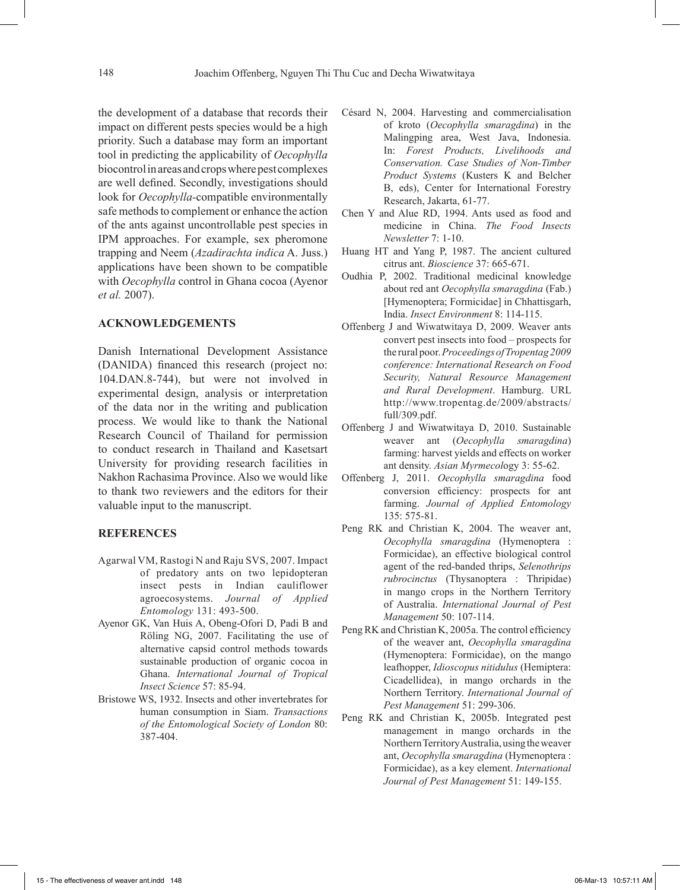the development of a database that records their impact on different pests species would be a high priority. Such a database may form an important tool in predicting the applicability of *Oecophylla* biocontrol in areas and crops where pest complexes are well defined. Secondly, investigations should look for *Oecophylla*-compatible environmentally safe methods to complement or enhance the action of the ants against uncontrollable pest species in IPM approaches. For example, sex pheromone trapping and Neem (*Azadirachta indica* A. Juss.) applications have been shown to be compatible with *Oecophylla* control in Ghana cocoa (Ayenor *et al.* 2007).

## ACKNOWLEDGEMENTS

Danish International Development Assistance (DANIDA) financed this research (project no: 104.DAN.8-744), but were not involved in experimental design, analysis or interpretation of the data nor in the writing and publication process. We would like to thank the National Research Council of Thailand for permission to conduct research in Thailand and Kasetsart University for providing research facilities in Nakhon Rachasima Province. Also we would like to thank two reviewers and the editors for their valuable input to the manuscript.

## REFERENCES

Agarwal VM, Rastogi N and Raju SVS, 2007. Impact of predatory ants on two lepidopteran insect pests in Indian cauliflower agroecosystems. *Journal of Applied Entomology* 131: 493-500.

Ayenor GK, Van Huis A, Obeng-Ofori D, Padi B and Röling NG, 2007. Facilitating the use of alternative capsid control methods towards sustainable production of organic cocoa in Ghana. *International Journal of Tropical Insect Science* 57: 85-94.

Bristowe WS, 1932. Insects and other invertebrates for human consumption in Siam. *Transactions of the Entomological Society of London* 80: 387-404.

Césard N, 2004. Harvesting and commercialisation of kroto (*Oecophylla smaragdina*) in the Malingping area, West Java, Indonesia. In: *Forest Products, Livelihoods and Conservation. Case Studies of Non-Timber Product Systems* (Kusters K and Belcher B, eds), Center for International Forestry Research, Jakarta, 61-77.

Chen Y and Alue RD, 1994. Ants used as food and medicine in China. *The Food Insects Newsletter* 7: 1-10.

Huang HT and Yang P, 1987. The ancient cultured citrus ant. *Bioscience* 37: 665-671.

Oudhia P, 2002. Traditional medicinal knowledge about red ant *Oecophylla smaragdina* (Fab.) [Hymenoptera; Formicidae] in Chhattisgarh, India. *Insect Environment* 8: 114-115.

Offenberg J and Wiwatwitaya D, 2009. Weaver ants convert pest insects into food – prospects for the rural poor. *Proceedings of Tropentag 2009 conference: International Research on Food Security, Natural Resource Management and Rural Development*. Hamburg. URL http://www.tropentag.de/2009/abstracts/full/309.pdf.

Offenberg J and Wiwatwitaya D, 2010. Sustainable weaver ant (*Oecophylla smaragdina*) farming: harvest yields and effects on worker ant density. *Asian Myrmecology* 3: 55-62.

Offenberg J, 2011. *Oecophylla smaragdina* food conversion efficiency: prospects for ant farming. *Journal of Applied Entomology* 135: 575-81.

Peng RK and Christian K, 2004. The weaver ant, *Oecophylla smaragdina* (Hymenoptera : Formicidae), an effective biological control agent of the red-banded thrips, *Selenothrips rubrocinctus* (Thysanoptera : Thripidae) in mango crops in the Northern Territory of Australia. *International Journal of Pest Management* 50: 107-114.

Peng RK and Christian K, 2005a. The control efficiency of the weaver ant, *Oecophylla smaragdina* (Hymenoptera: Formicidae), on the mango leafhopper, *Idioscopus nitidulus* (Hemiptera: Cicadellidea), in mango orchards in the Northern Territory. *International Journal of Pest Management* 51: 299-306.

Peng RK and Christian K, 2005b. Integrated pest management in mango orchards in the Northern Territory Australia, using the weaver ant, *Oecophylla smaragdina* (Hymenoptera : Formicidae), as a key element. *International Journal of Pest Management* 51: 149-155.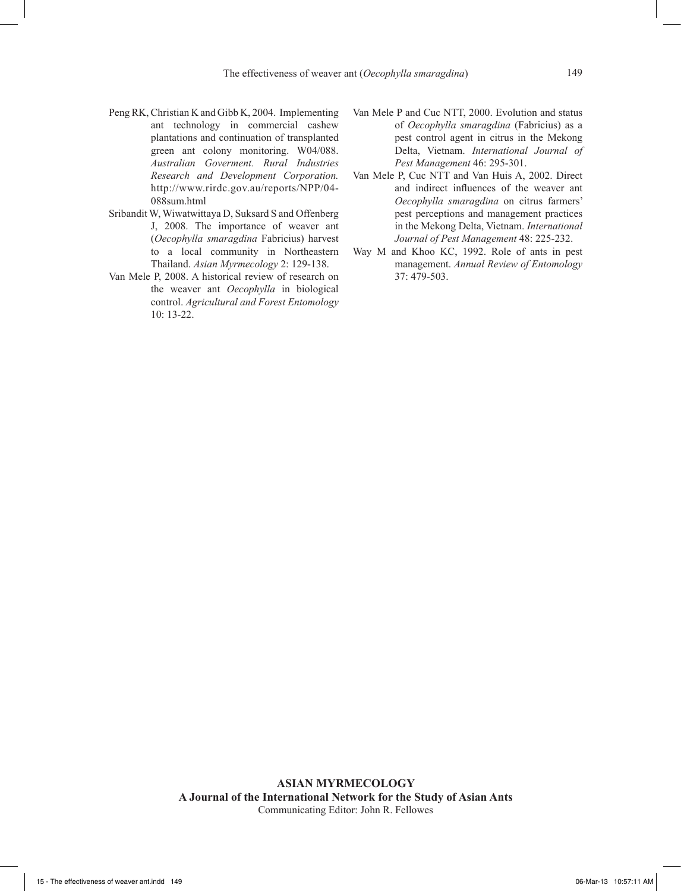Peng RK, Christian K and Gibb K, 2004. Implementing ant technology in commercial cashew plantations and continuation of transplanted green ant colony monitoring. W04/088. *Australian Goverment. Rural Industries Research and Development Corporation.* http://www.rirdc.gov.au/reports/NPP/04-088sum.html

Sribandit W, Wiwatwittaya D, Suksard S and Offenberg J, 2008. The importance of weaver ant (*Oecophylla smaragdina* Fabricius) harvest to a local community in Northeastern Thailand. *Asian Myrmecology* 2: 129-138.

Van Mele P, 2008. A historical review of research on the weaver ant *Oecophylla* in biological control. *Agricultural and Forest Entomology* 10: 13-22.

Van Mele P and Cuc NTT, 2000. Evolution and status of *Oecophylla smaragdina* (Fabricius) as a pest control agent in citrus in the Mekong Delta, Vietnam. *International Journal of Pest Management* 46: 295-301.

Van Mele P, Cuc NTT and Van Huis A, 2002. Direct and indirect influences of the weaver ant *Oecophylla smaragdina* on citrus farmers' pest perceptions and management practices in the Mekong Delta, Vietnam. *International Journal of Pest Management* 48: 225-232.

Way M and Khoo KC, 1992. Role of ants in pest management. *Annual Review of Entomology* 37: 479-503.

**ASIAN MYRMECOLOGY**
**A Journal of the International Network for the Study of Asian Ants**
Communicating Editor: John R. Fellowes